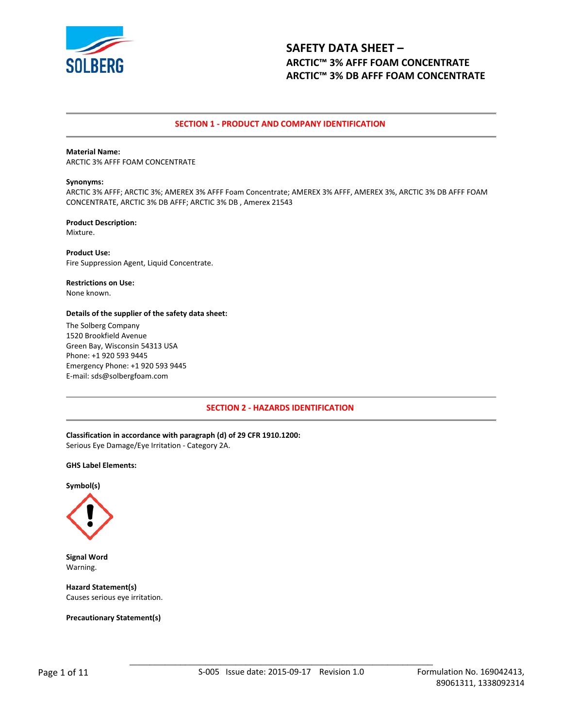# SAFETY DATA SHEET –
## ARCTIC™ 3% AFFF FOAM CONCENTRATE
## ARCTIC™ 3% DB AFFF FOAM CONCENTRATE

## SECTION 1 - PRODUCT AND COMPANY IDENTIFICATION

**Material Name:**
ARCTIC 3% AFFF FOAM CONCENTRATE

**Synonyms:**
ARCTIC 3% AFFF; ARCTIC 3%; AMEREX 3% AFFF Foam Concentrate; AMEREX 3% AFFF, AMEREX 3%, ARCTIC 3% DB AFFF FOAM CONCENTRATE, ARCTIC 3% DB AFFF; ARCTIC 3% DB , Amerex 21543

**Product Description:**
Mixture.

**Product Use:**
Fire Suppression Agent, Liquid Concentrate.

**Restrictions on Use:**
None known.

**Details of the supplier of the safety data sheet:**
The Solberg Company
1520 Brookfield Avenue
Green Bay, Wisconsin 54313 USA
Phone: +1 920 593 9445
Emergency Phone: +1 920 593 9445
E-mail: sds@solbergfoam.com

## SECTION 2 - HAZARDS IDENTIFICATION

**Classification in accordance with paragraph (d) of 29 CFR 1910.1200:**
Serious Eye Damage/Eye Irritation - Category 2A.

**GHS Label Elements:**

**Symbol(s)**

**Signal Word**
Warning.

**Hazard Statement(s)**
Causes serious eye irritation.

**Precautionary Statement(s)**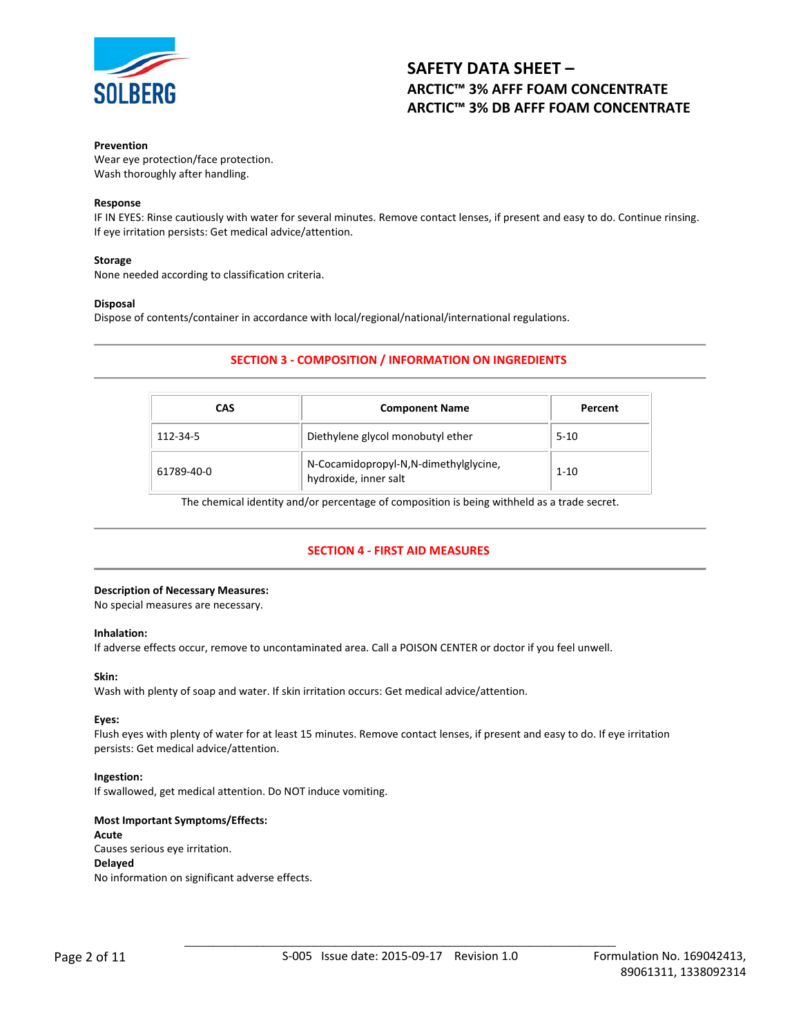**Prevention**
Wear eye protection/face protection.
Wash thoroughly after handling.

**Response**
IF IN EYES: Rinse cautiously with water for several minutes. Remove contact lenses, if present and easy to do. Continue rinsing. If eye irritation persists: Get medical advice/attention.

**Storage**
None needed according to classification criteria.

**Disposal**
Dispose of contents/container in accordance with local/regional/national/international regulations.

## SECTION 3 - COMPOSITION / INFORMATION ON INGREDIENTS

| CAS | Component Name | Percent |
|---|---|---|
| 112-34-5 | Diethylene glycol monobutyl ether | 5-10 |
| 61789-40-0 | N-Cocamidopropyl-N,N-dimethylglycine, hydroxide, inner salt | 1-10 |

The chemical identity and/or percentage of composition is being withheld as a trade secret.

## SECTION 4 - FIRST AID MEASURES

**Description of Necessary Measures:**
No special measures are necessary.

**Inhalation:**
If adverse effects occur, remove to uncontaminated area. Call a POISON CENTER or doctor if you feel unwell.

**Skin:**
Wash with plenty of soap and water. If skin irritation occurs: Get medical advice/attention.

**Eyes:**
Flush eyes with plenty of water for at least 15 minutes. Remove contact lenses, if present and easy to do. If eye irritation persists: Get medical advice/attention.

**Ingestion:**
If swallowed, get medical attention. Do NOT induce vomiting.

**Most Important Symptoms/Effects:**
**Acute**
Causes serious eye irritation.
**Delayed**
No information on significant adverse effects.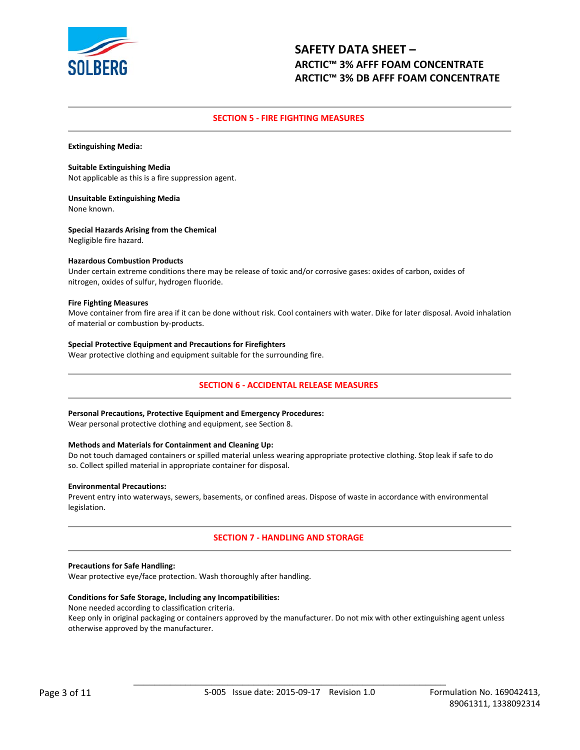## SECTION 5 - FIRE FIGHTING MEASURES

**Extinguishing Media:**

**Suitable Extinguishing Media**
Not applicable as this is a fire suppression agent.

**Unsuitable Extinguishing Media**
None known.

**Special Hazards Arising from the Chemical**
Negligible fire hazard.

**Hazardous Combustion Products**
Under certain extreme conditions there may be release of toxic and/or corrosive gases: oxides of carbon, oxides of nitrogen, oxides of sulfur, hydrogen fluoride.

**Fire Fighting Measures**
Move container from fire area if it can be done without risk. Cool containers with water. Dike for later disposal. Avoid inhalation of material or combustion by-products.

**Special Protective Equipment and Precautions for Firefighters**
Wear protective clothing and equipment suitable for the surrounding fire.

## SECTION 6 - ACCIDENTAL RELEASE MEASURES

**Personal Precautions, Protective Equipment and Emergency Procedures:**
Wear personal protective clothing and equipment, see Section 8.

**Methods and Materials for Containment and Cleaning Up:**
Do not touch damaged containers or spilled material unless wearing appropriate protective clothing. Stop leak if safe to do so. Collect spilled material in appropriate container for disposal.

**Environmental Precautions:**
Prevent entry into waterways, sewers, basements, or confined areas. Dispose of waste in accordance with environmental legislation.

## SECTION 7 - HANDLING AND STORAGE

**Precautions for Safe Handling:**
Wear protective eye/face protection. Wash thoroughly after handling.

**Conditions for Safe Storage, Including any Incompatibilities:**
None needed according to classification criteria.
Keep only in original packaging or containers approved by the manufacturer. Do not mix with other extinguishing agent unless otherwise approved by the manufacturer.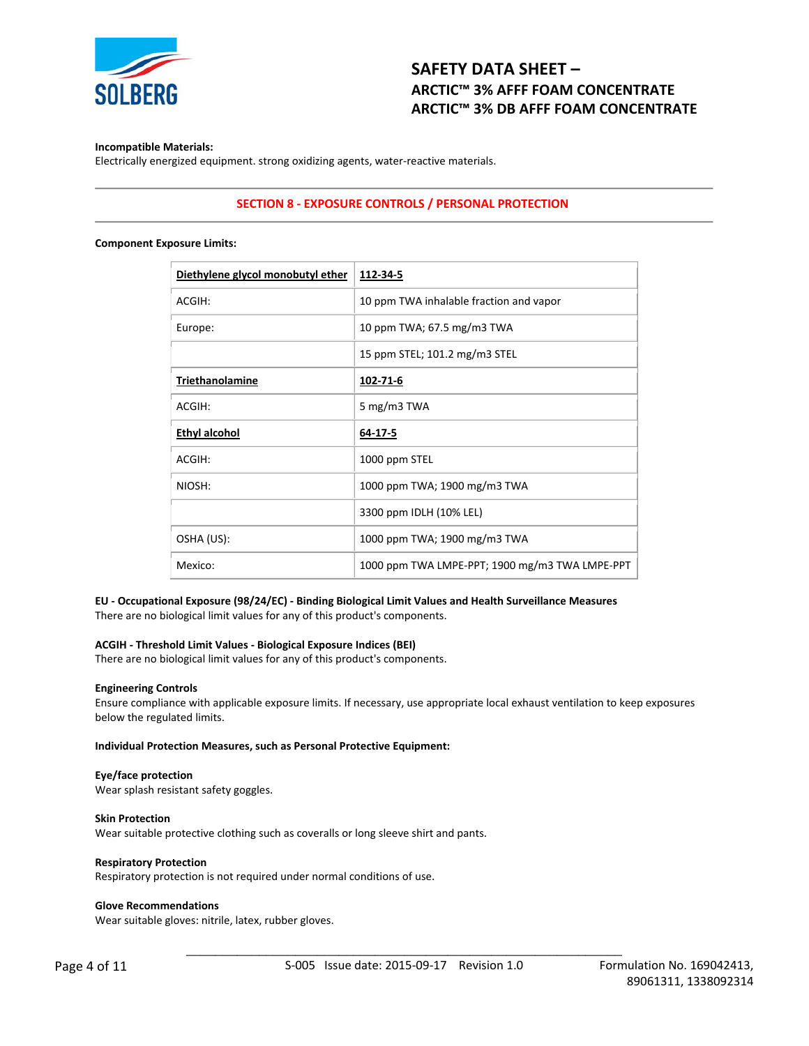**Incompatible Materials:**
Electrically energized equipment. strong oxidizing agents, water-reactive materials.

## SECTION 8 - EXPOSURE CONTROLS / PERSONAL PROTECTION

**Component Exposure Limits:**

| **Diethylene glycol monobutyl ether** | **112-34-5** |
|---|---|
| ACGIH: | 10 ppm TWA inhalable fraction and vapor |
| Europe: | 10 ppm TWA; 67.5 mg/m3 TWA |
| | 15 ppm STEL; 101.2 mg/m3 STEL |
| **Triethanolamine** | **102-71-6** |
| ACGIH: | 5 mg/m3 TWA |
| **Ethyl alcohol** | **64-17-5** |
| ACGIH: | 1000 ppm STEL |
| NIOSH: | 1000 ppm TWA; 1900 mg/m3 TWA |
| | 3300 ppm IDLH (10% LEL) |
| OSHA (US): | 1000 ppm TWA; 1900 mg/m3 TWA |
| Mexico: | 1000 ppm TWA LMPE-PPT; 1900 mg/m3 TWA LMPE-PPT |

**EU - Occupational Exposure (98/24/EC) - Binding Biological Limit Values and Health Surveillance Measures**
There are no biological limit values for any of this product's components.

**ACGIH - Threshold Limit Values - Biological Exposure Indices (BEI)**
There are no biological limit values for any of this product's components.

**Engineering Controls**
Ensure compliance with applicable exposure limits. If necessary, use appropriate local exhaust ventilation to keep exposures below the regulated limits.

**Individual Protection Measures, such as Personal Protective Equipment:**

**Eye/face protection**
Wear splash resistant safety goggles.

**Skin Protection**
Wear suitable protective clothing such as coveralls or long sleeve shirt and pants.

**Respiratory Protection**
Respiratory protection is not required under normal conditions of use.

**Glove Recommendations**
Wear suitable gloves: nitrile, latex, rubber gloves.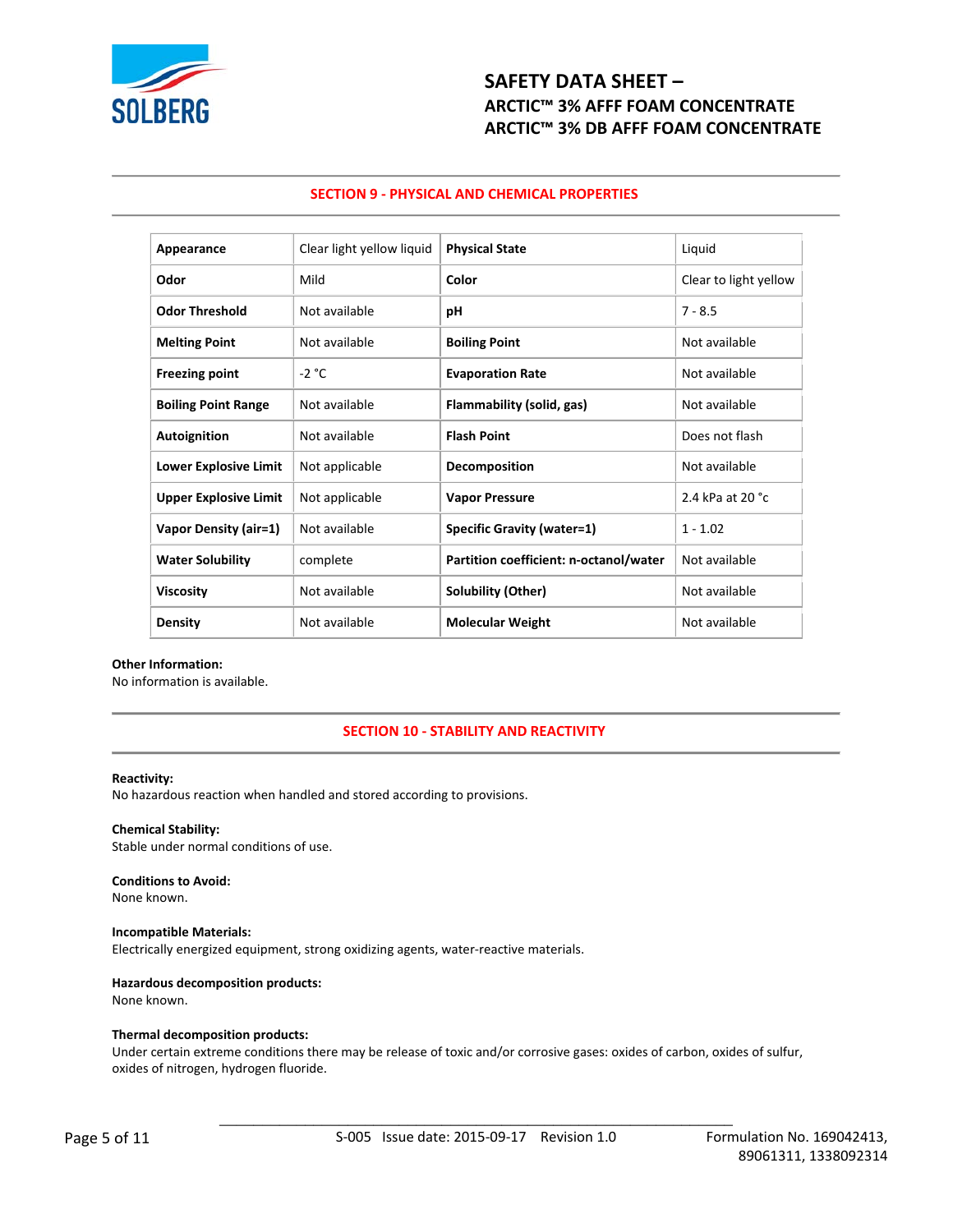## SECTION 9 - PHYSICAL AND CHEMICAL PROPERTIES

| Appearance | Clear light yellow liquid | Physical State | Liquid |
|---|---|---|---|
| Odor | Mild | Color | Clear to light yellow |
| Odor Threshold | Not available | pH | 7 - 8.5 |
| Melting Point | Not available | Boiling Point | Not available |
| Freezing point | -2 °C | Evaporation Rate | Not available |
| Boiling Point Range | Not available | Flammability (solid, gas) | Not available |
| Autoignition | Not available | Flash Point | Does not flash |
| Lower Explosive Limit | Not applicable | Decomposition | Not available |
| Upper Explosive Limit | Not applicable | Vapor Pressure | 2.4 kPa at 20 °c |
| Vapor Density (air=1) | Not available | Specific Gravity (water=1) | 1 - 1.02 |
| Water Solubility | complete | Partition coefficient: n-octanol/water | Not available |
| Viscosity | Not available | Solubility (Other) | Not available |
| Density | Not available | Molecular Weight | Not available |

**Other Information:**
No information is available.

## SECTION 10 - STABILITY AND REACTIVITY

**Reactivity:**
No hazardous reaction when handled and stored according to provisions.

**Chemical Stability:**
Stable under normal conditions of use.

**Conditions to Avoid:**
None known.

**Incompatible Materials:**
Electrically energized equipment, strong oxidizing agents, water-reactive materials.

**Hazardous decomposition products:**
None known.

**Thermal decomposition products:**
Under certain extreme conditions there may be release of toxic and/or corrosive gases: oxides of carbon, oxides of sulfur, oxides of nitrogen, hydrogen fluoride.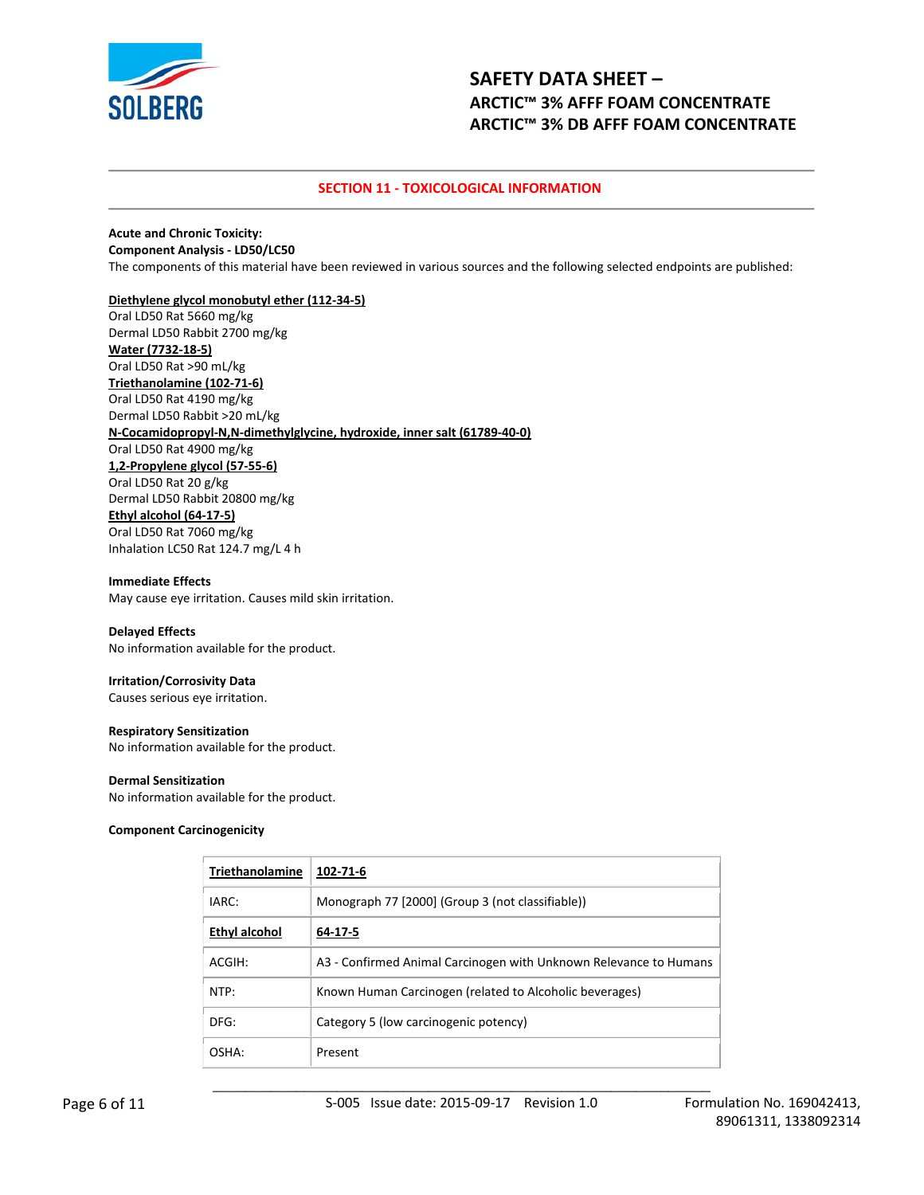## SECTION 11 - TOXICOLOGICAL INFORMATION

**Acute and Chronic Toxicity:**

**Component Analysis - LD50/LC50**

The components of this material have been reviewed in various sources and the following selected endpoints are published:

**Diethylene glycol monobutyl ether (112-34-5)**

Oral LD50 Rat 5660 mg/kg

Dermal LD50 Rabbit 2700 mg/kg

**Water (7732-18-5)**

Oral LD50 Rat >90 mL/kg

**Triethanolamine (102-71-6)**

Oral LD50 Rat 4190 mg/kg

Dermal LD50 Rabbit >20 mL/kg

**N-Cocamidopropyl-N,N-dimethylglycine, hydroxide, inner salt (61789-40-0)**

Oral LD50 Rat 4900 mg/kg

**1,2-Propylene glycol (57-55-6)**

Oral LD50 Rat 20 g/kg

Dermal LD50 Rabbit 20800 mg/kg

**Ethyl alcohol (64-17-5)**

Oral LD50 Rat 7060 mg/kg

Inhalation LC50 Rat 124.7 mg/L 4 h

**Immediate Effects**

May cause eye irritation. Causes mild skin irritation.

**Delayed Effects**

No information available for the product.

**Irritation/Corrosivity Data**

Causes serious eye irritation.

**Respiratory Sensitization**

No information available for the product.

**Dermal Sensitization**

No information available for the product.

**Component Carcinogenicity**

| **Triethanolamine** | **102-71-6** |
|---|---|
| IARC: | Monograph 77 [2000] (Group 3 (not classifiable)) |
| **Ethyl alcohol** | **64-17-5** |
| ACGIH: | A3 - Confirmed Animal Carcinogen with Unknown Relevance to Humans |
| NTP: | Known Human Carcinogen (related to Alcoholic beverages) |
| DFG: | Category 5 (low carcinogenic potency) |
| OSHA: | Present |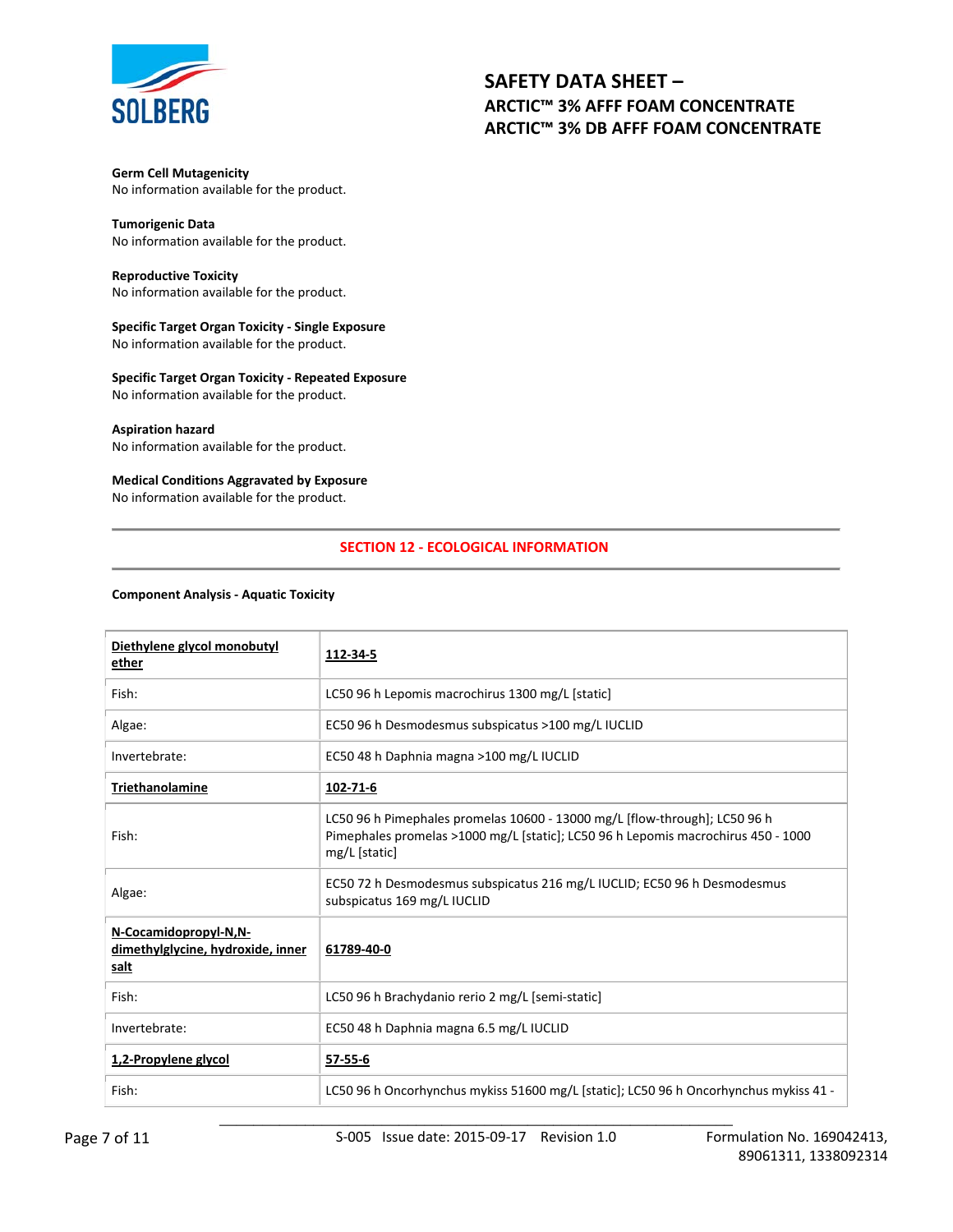**Germ Cell Mutagenicity**
No information available for the product.

**Tumorigenic Data**
No information available for the product.

**Reproductive Toxicity**
No information available for the product.

**Specific Target Organ Toxicity - Single Exposure**
No information available for the product.

**Specific Target Organ Toxicity - Repeated Exposure**
No information available for the product.

**Aspiration hazard**
No information available for the product.

**Medical Conditions Aggravated by Exposure**
No information available for the product.

## SECTION 12 - ECOLOGICAL INFORMATION

**Component Analysis - Aquatic Toxicity**

| **Diethylene glycol monobutyl ether** | **112-34-5** |
|---|---|
| Fish: | LC50 96 h Lepomis macrochirus 1300 mg/L [static] |
| Algae: | EC50 96 h Desmodesmus subspicatus >100 mg/L IUCLID |
| Invertebrate: | EC50 48 h Daphnia magna >100 mg/L IUCLID |
| **Triethanolamine** | **102-71-6** |
| Fish: | LC50 96 h Pimephales promelas 10600 - 13000 mg/L [flow-through]; LC50 96 h Pimephales promelas >1000 mg/L [static]; LC50 96 h Lepomis macrochirus 450 - 1000 mg/L [static] |
| Algae: | EC50 72 h Desmodesmus subspicatus 216 mg/L IUCLID; EC50 96 h Desmodesmus subspicatus 169 mg/L IUCLID |
| **N-Cocamidopropyl-N,N-dimethylglycine, hydroxide, inner salt** | **61789-40-0** |
| Fish: | LC50 96 h Brachydanio rerio 2 mg/L [semi-static] |
| Invertebrate: | EC50 48 h Daphnia magna 6.5 mg/L IUCLID |
| **1,2-Propylene glycol** | **57-55-6** |
| Fish: | LC50 96 h Oncorhynchus mykiss 51600 mg/L [static]; LC50 96 h Oncorhynchus mykiss 41 - |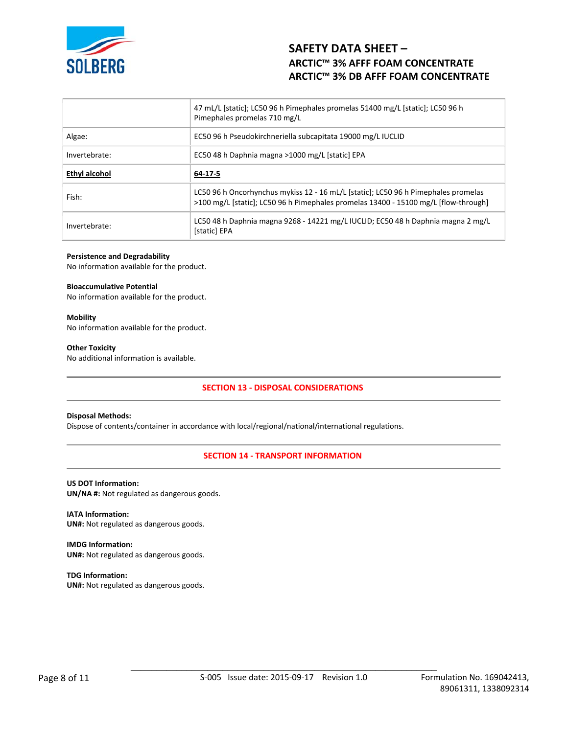| | |
|---|---|
| | 47 mL/L [static]; LC50 96 h Pimephales promelas 51400 mg/L [static]; LC50 96 h Pimephales promelas 710 mg/L |
| Algae: | EC50 96 h Pseudokirchneriella subcapitata 19000 mg/L IUCLID |
| Invertebrate: | EC50 48 h Daphnia magna >1000 mg/L [static] EPA |
| **Ethyl alcohol** | **64-17-5** |
| Fish: | LC50 96 h Oncorhynchus mykiss 12 - 16 mL/L [static]; LC50 96 h Pimephales promelas >100 mg/L [static]; LC50 96 h Pimephales promelas 13400 - 15100 mg/L [flow-through] |
| Invertebrate: | LC50 48 h Daphnia magna 9268 - 14221 mg/L IUCLID; EC50 48 h Daphnia magna 2 mg/L [static] EPA |

**Persistence and Degradability**
No information available for the product.

**Bioaccumulative Potential**
No information available for the product.

**Mobility**
No information available for the product.

**Other Toxicity**
No additional information is available.

## SECTION 13 - DISPOSAL CONSIDERATIONS

**Disposal Methods:**
Dispose of contents/container in accordance with local/regional/national/international regulations.

## SECTION 14 - TRANSPORT INFORMATION

**US DOT Information:**
**UN/NA #:** Not regulated as dangerous goods.

**IATA Information:**
**UN#:** Not regulated as dangerous goods.

**IMDG Information:**
**UN#:** Not regulated as dangerous goods.

**TDG Information:**
**UN#:** Not regulated as dangerous goods.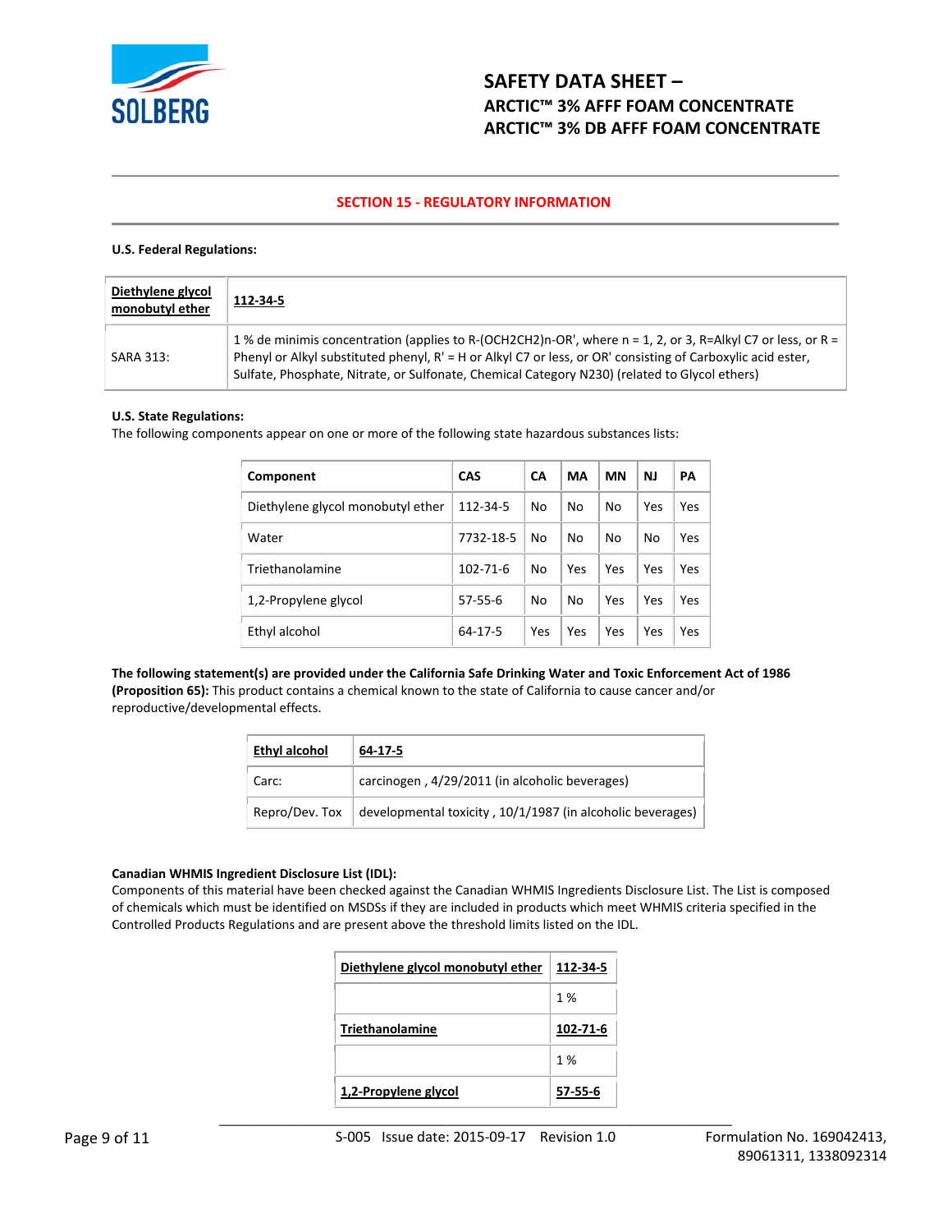# SAFETY DATA SHEET – ARCTIC™ 3% AFFF FOAM CONCENTRATE ARCTIC™ 3% DB AFFF FOAM CONCENTRATE

## SECTION 15 - REGULATORY INFORMATION

**U.S. Federal Regulations:**

| **Diethylene glycol monobutyl ether** | **112-34-5** |
|---|---|
| SARA 313: | 1 % de minimis concentration (applies to R-(OCH2CH2)n-OR', where n = 1, 2, or 3, R=Alkyl C7 or less, or R = Phenyl or Alkyl substituted phenyl, R' = H or Alkyl C7 or less, or OR' consisting of Carboxylic acid ester, Sulfate, Phosphate, Nitrate, or Sulfonate, Chemical Category N230) (related to Glycol ethers) |

**U.S. State Regulations:**

The following components appear on one or more of the following state hazardous substances lists:

| Component | CAS | CA | MA | MN | NJ | PA |
|---|---|---|---|---|---|---|
| Diethylene glycol monobutyl ether | 112-34-5 | No | No | No | Yes | Yes |
| Water | 7732-18-5 | No | No | No | No | Yes |
| Triethanolamine | 102-71-6 | No | Yes | Yes | Yes | Yes |
| 1,2-Propylene glycol | 57-55-6 | No | No | Yes | Yes | Yes |
| Ethyl alcohol | 64-17-5 | Yes | Yes | Yes | Yes | Yes |

**The following statement(s) are provided under the California Safe Drinking Water and Toxic Enforcement Act of 1986 (Proposition 65):** This product contains a chemical known to the state of California to cause cancer and/or reproductive/developmental effects.

| **Ethyl alcohol** | **64-17-5** |
|---|---|
| Carc: | carcinogen , 4/29/2011 (in alcoholic beverages) |
| Repro/Dev. Tox | developmental toxicity , 10/1/1987 (in alcoholic beverages) |

**Canadian WHMIS Ingredient Disclosure List (IDL):**

Components of this material have been checked against the Canadian WHMIS Ingredients Disclosure List. The List is composed of chemicals which must be identified on MSDSs if they are included in products which meet WHMIS criteria specified in the Controlled Products Regulations and are present above the threshold limits listed on the IDL.

| **Diethylene glycol monobutyl ether** | **112-34-5** |
|---|---|
| | 1 % |
| **Triethanolamine** | **102-71-6** |
| | 1 % |
| **1,2-Propylene glycol** | **57-55-6** |

S-005 Issue date: 2015-09-17 Revision 1.0 Formulation No. 169042413, 89061311, 1338092314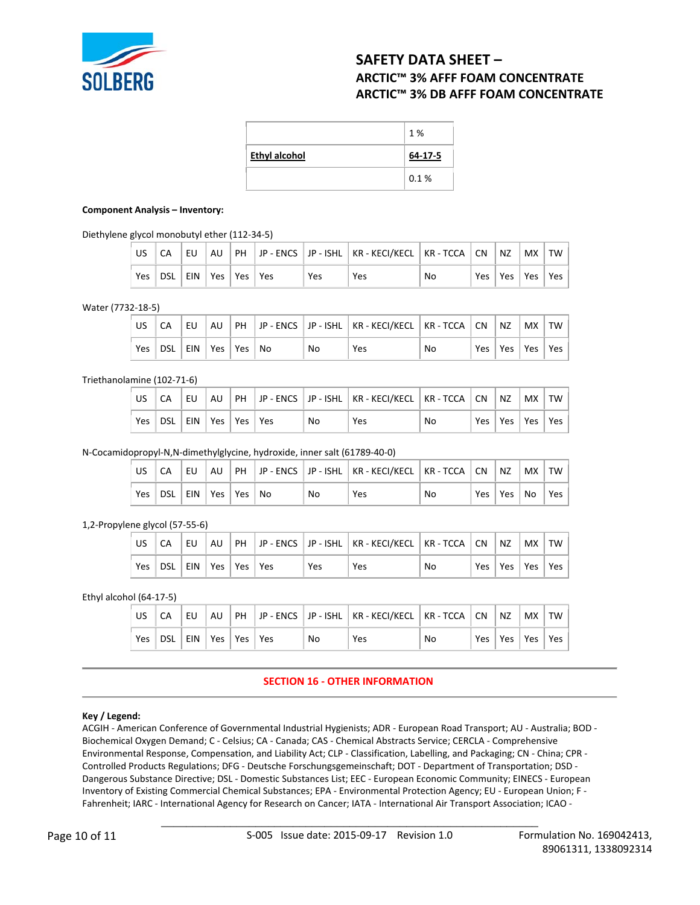| | 1 % |
|---|---|
| **Ethyl alcohol** | **64-17-5** |
| | 0.1 % |

**Component Analysis – Inventory:**

Diethylene glycol monobutyl ether (112-34-5)

| US | CA | EU | AU | PH | JP - ENCS | JP - ISHL | KR - KECI/KECL | KR - TCCA | CN | NZ | MX | TW |
|---|---|---|---|---|---|---|---|---|---|---|---|---|
| Yes | DSL | EIN | Yes | Yes | Yes | Yes | Yes | No | Yes | Yes | Yes | Yes |

Water (7732-18-5)

| US | CA | EU | AU | PH | JP - ENCS | JP - ISHL | KR - KECI/KECL | KR - TCCA | CN | NZ | MX | TW |
|---|---|---|---|---|---|---|---|---|---|---|---|---|
| Yes | DSL | EIN | Yes | Yes | No | No | Yes | No | Yes | Yes | Yes | Yes |

Triethanolamine (102-71-6)

| US | CA | EU | AU | PH | JP - ENCS | JP - ISHL | KR - KECI/KECL | KR - TCCA | CN | NZ | MX | TW |
|---|---|---|---|---|---|---|---|---|---|---|---|---|
| Yes | DSL | EIN | Yes | Yes | Yes | No | Yes | No | Yes | Yes | Yes | Yes |

N-Cocamidopropyl-N,N-dimethylglycine, hydroxide, inner salt (61789-40-0)

| US | CA | EU | AU | PH | JP - ENCS | JP - ISHL | KR - KECI/KECL | KR - TCCA | CN | NZ | MX | TW |
|---|---|---|---|---|---|---|---|---|---|---|---|---|
| Yes | DSL | EIN | Yes | Yes | No | No | Yes | No | Yes | Yes | No | Yes |

1,2-Propylene glycol (57-55-6)

| US | CA | EU | AU | PH | JP - ENCS | JP - ISHL | KR - KECI/KECL | KR - TCCA | CN | NZ | MX | TW |
|---|---|---|---|---|---|---|---|---|---|---|---|---|
| Yes | DSL | EIN | Yes | Yes | Yes | Yes | Yes | No | Yes | Yes | Yes | Yes |

Ethyl alcohol (64-17-5)

| US | CA | EU | AU | PH | JP - ENCS | JP - ISHL | KR - KECI/KECL | KR - TCCA | CN | NZ | MX | TW |
|---|---|---|---|---|---|---|---|---|---|---|---|---|
| Yes | DSL | EIN | Yes | Yes | Yes | No | Yes | No | Yes | Yes | Yes | Yes |

## SECTION 16 - OTHER INFORMATION

**Key / Legend:**

ACGIH - American Conference of Governmental Industrial Hygienists; ADR - European Road Transport; AU - Australia; BOD - Biochemical Oxygen Demand; C - Celsius; CA - Canada; CAS - Chemical Abstracts Service; CERCLA - Comprehensive Environmental Response, Compensation, and Liability Act; CLP - Classification, Labelling, and Packaging; CN - China; CPR - Controlled Products Regulations; DFG - Deutsche Forschungsgemeinschaft; DOT - Department of Transportation; DSD - Dangerous Substance Directive; DSL - Domestic Substances List; EEC - European Economic Community; EINECS - European Inventory of Existing Commercial Chemical Substances; EPA - Environmental Protection Agency; EU - European Union; F - Fahrenheit; IARC - International Agency for Research on Cancer; IATA - International Air Transport Association; ICAO -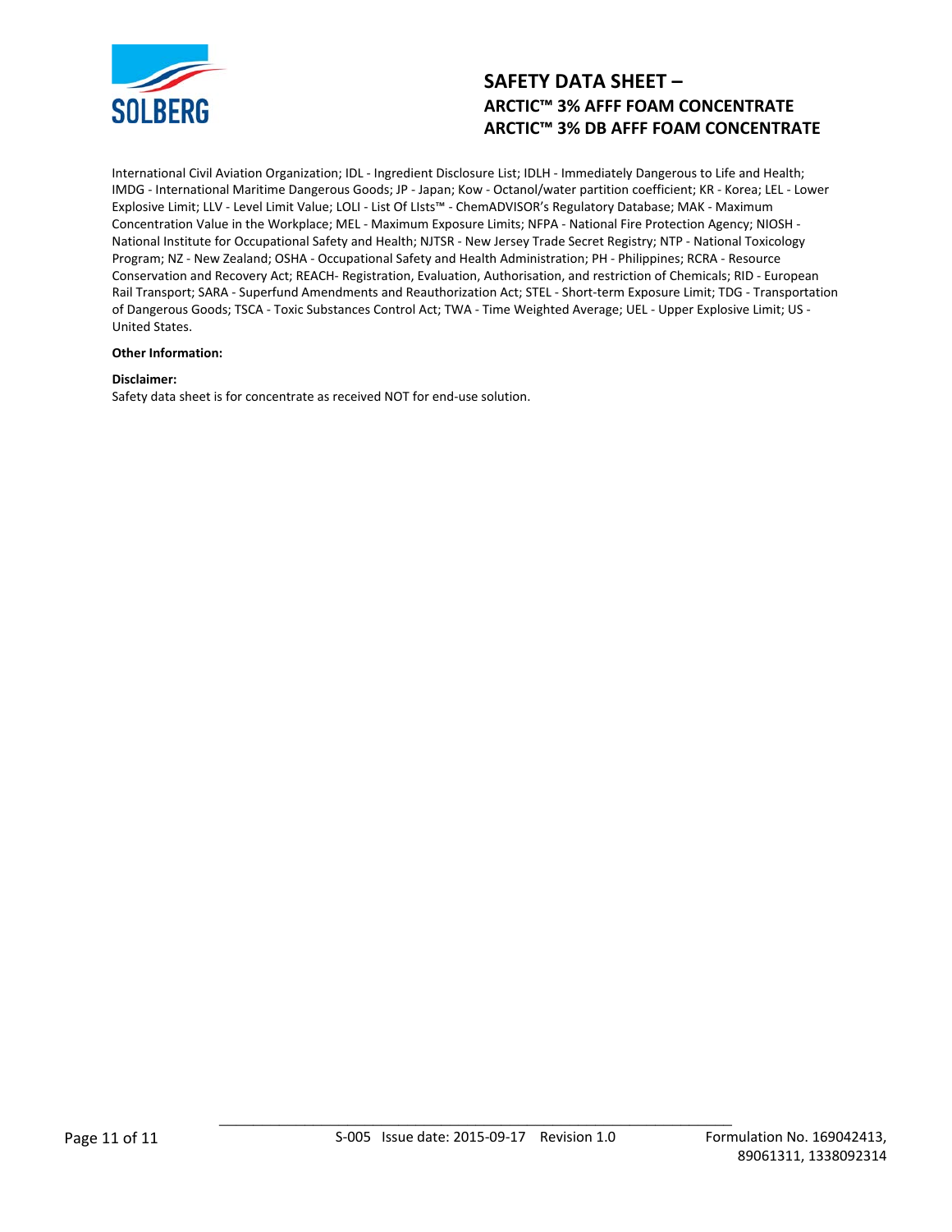International Civil Aviation Organization; IDL - Ingredient Disclosure List; IDLH - Immediately Dangerous to Life and Health; IMDG - International Maritime Dangerous Goods; JP - Japan; Kow - Octanol/water partition coefficient; KR - Korea; LEL - Lower Explosive Limit; LLV - Level Limit Value; LOLI - List Of LIsts™ - ChemADVISOR's Regulatory Database; MAK - Maximum Concentration Value in the Workplace; MEL - Maximum Exposure Limits; NFPA - National Fire Protection Agency; NIOSH - National Institute for Occupational Safety and Health; NJTSR - New Jersey Trade Secret Registry; NTP - National Toxicology Program; NZ - New Zealand; OSHA - Occupational Safety and Health Administration; PH - Philippines; RCRA - Resource Conservation and Recovery Act; REACH- Registration, Evaluation, Authorisation, and restriction of Chemicals; RID - European Rail Transport; SARA - Superfund Amendments and Reauthorization Act; STEL - Short-term Exposure Limit; TDG - Transportation of Dangerous Goods; TSCA - Toxic Substances Control Act; TWA - Time Weighted Average; UEL - Upper Explosive Limit; US - United States.

**Other Information:**

**Disclaimer:**
Safety data sheet is for concentrate as received NOT for end-use solution.